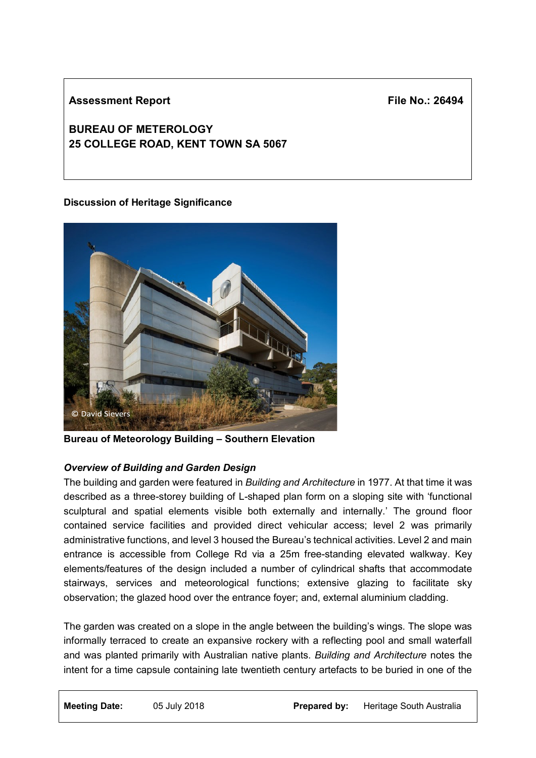**Assessment Report** **File No.: 26494**

**BUREAU OF METEROLOGY**
**25 COLLEGE ROAD, KENT TOWN SA 5067**

**Discussion of Heritage Significance**

© David Sievers

**Bureau of Meteorology Building – Southern Elevation**

***Overview of Building and Garden Design***

The building and garden were featured in *Building and Architecture* in 1977. At that time it was described as a three-storey building of L-shaped plan form on a sloping site with 'functional sculptural and spatial elements visible both externally and internally.' The ground floor contained service facilities and provided direct vehicular access; level 2 was primarily administrative functions, and level 3 housed the Bureau's technical activities. Level 2 and main entrance is accessible from College Rd via a 25m free-standing elevated walkway. Key elements/features of the design included a number of cylindrical shafts that accommodate stairways, services and meteorological functions; extensive glazing to facilitate sky observation; the glazed hood over the entrance foyer; and, external aluminium cladding.

The garden was created on a slope in the angle between the building's wings. The slope was informally terraced to create an expansive rockery with a reflecting pool and small waterfall and was planted primarily with Australian native plants. *Building and Architecture* notes the intent for a time capsule containing late twentieth century artefacts to be buried in one of the

| **Meeting Date:** | 05 July 2018 | **Prepared by:** | Heritage South Australia |
|---|---|---|---|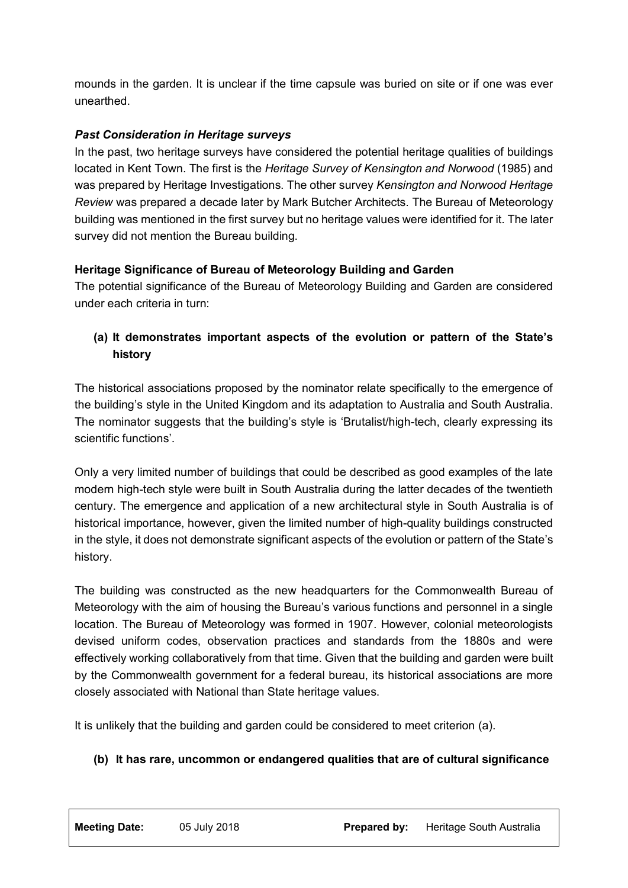mounds in the garden. It is unclear if the time capsule was buried on site or if one was ever unearthed.

### *Past Consideration in Heritage surveys*

In the past, two heritage surveys have considered the potential heritage qualities of buildings located in Kent Town. The first is the *Heritage Survey of Kensington and Norwood* (1985) and was prepared by Heritage Investigations. The other survey *Kensington and Norwood Heritage Review* was prepared a decade later by Mark Butcher Architects. The Bureau of Meteorology building was mentioned in the first survey but no heritage values were identified for it. The later survey did not mention the Bureau building.

### Heritage Significance of Bureau of Meteorology Building and Garden

The potential significance of the Bureau of Meteorology Building and Garden are considered under each criteria in turn:

#### (a) It demonstrates important aspects of the evolution or pattern of the State's history

The historical associations proposed by the nominator relate specifically to the emergence of the building's style in the United Kingdom and its adaptation to Australia and South Australia. The nominator suggests that the building's style is 'Brutalist/high-tech, clearly expressing its scientific functions'.

Only a very limited number of buildings that could be described as good examples of the late modern high-tech style were built in South Australia during the latter decades of the twentieth century. The emergence and application of a new architectural style in South Australia is of historical importance, however, given the limited number of high-quality buildings constructed in the style, it does not demonstrate significant aspects of the evolution or pattern of the State's history.

The building was constructed as the new headquarters for the Commonwealth Bureau of Meteorology with the aim of housing the Bureau's various functions and personnel in a single location. The Bureau of Meteorology was formed in 1907. However, colonial meteorologists devised uniform codes, observation practices and standards from the 1880s and were effectively working collaboratively from that time. Given that the building and garden were built by the Commonwealth government for a federal bureau, its historical associations are more closely associated with National than State heritage values.

It is unlikely that the building and garden could be considered to meet criterion (a).

#### (b) It has rare, uncommon or endangered qualities that are of cultural significance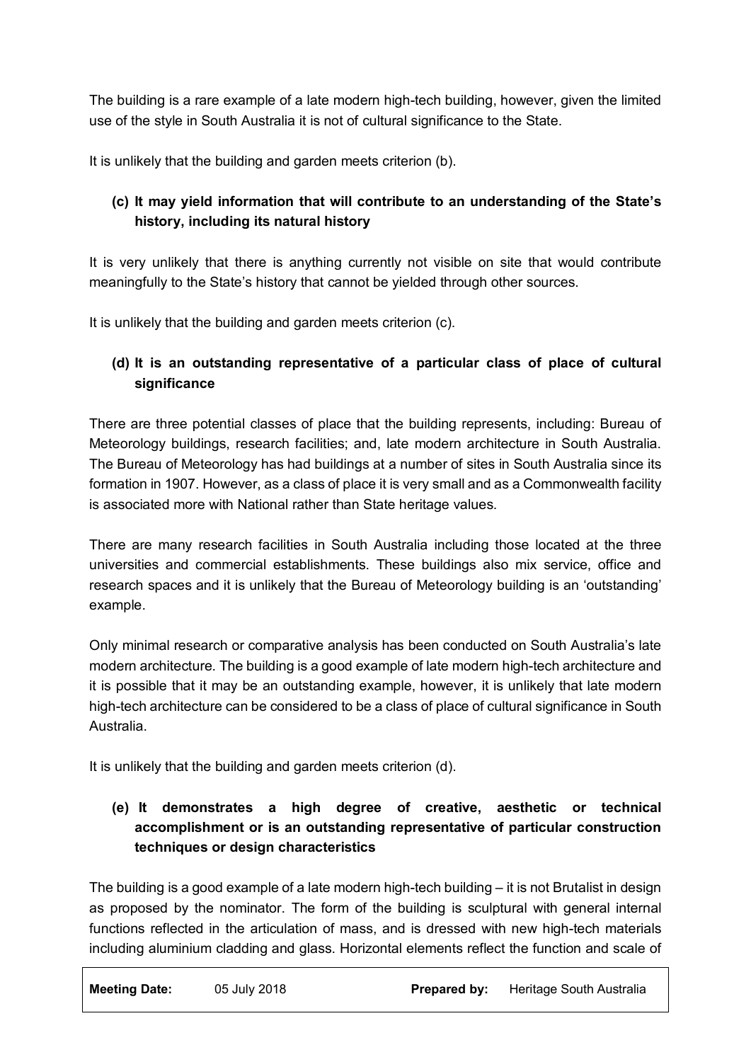The building is a rare example of a late modern high-tech building, however, given the limited use of the style in South Australia it is not of cultural significance to the State.

It is unlikely that the building and garden meets criterion (b).

**(c) It may yield information that will contribute to an understanding of the State's history, including its natural history**

It is very unlikely that there is anything currently not visible on site that would contribute meaningfully to the State's history that cannot be yielded through other sources.

It is unlikely that the building and garden meets criterion (c).

**(d) It is an outstanding representative of a particular class of place of cultural significance**

There are three potential classes of place that the building represents, including: Bureau of Meteorology buildings, research facilities; and, late modern architecture in South Australia. The Bureau of Meteorology has had buildings at a number of sites in South Australia since its formation in 1907. However, as a class of place it is very small and as a Commonwealth facility is associated more with National rather than State heritage values.

There are many research facilities in South Australia including those located at the three universities and commercial establishments. These buildings also mix service, office and research spaces and it is unlikely that the Bureau of Meteorology building is an 'outstanding' example.

Only minimal research or comparative analysis has been conducted on South Australia's late modern architecture. The building is a good example of late modern high-tech architecture and it is possible that it may be an outstanding example, however, it is unlikely that late modern high-tech architecture can be considered to be a class of place of cultural significance in South Australia.

It is unlikely that the building and garden meets criterion (d).

**(e) It demonstrates a high degree of creative, aesthetic or technical accomplishment or is an outstanding representative of particular construction techniques or design characteristics**

The building is a good example of a late modern high-tech building – it is not Brutalist in design as proposed by the nominator. The form of the building is sculptural with general internal functions reflected in the articulation of mass, and is dressed with new high-tech materials including aluminium cladding and glass. Horizontal elements reflect the function and scale of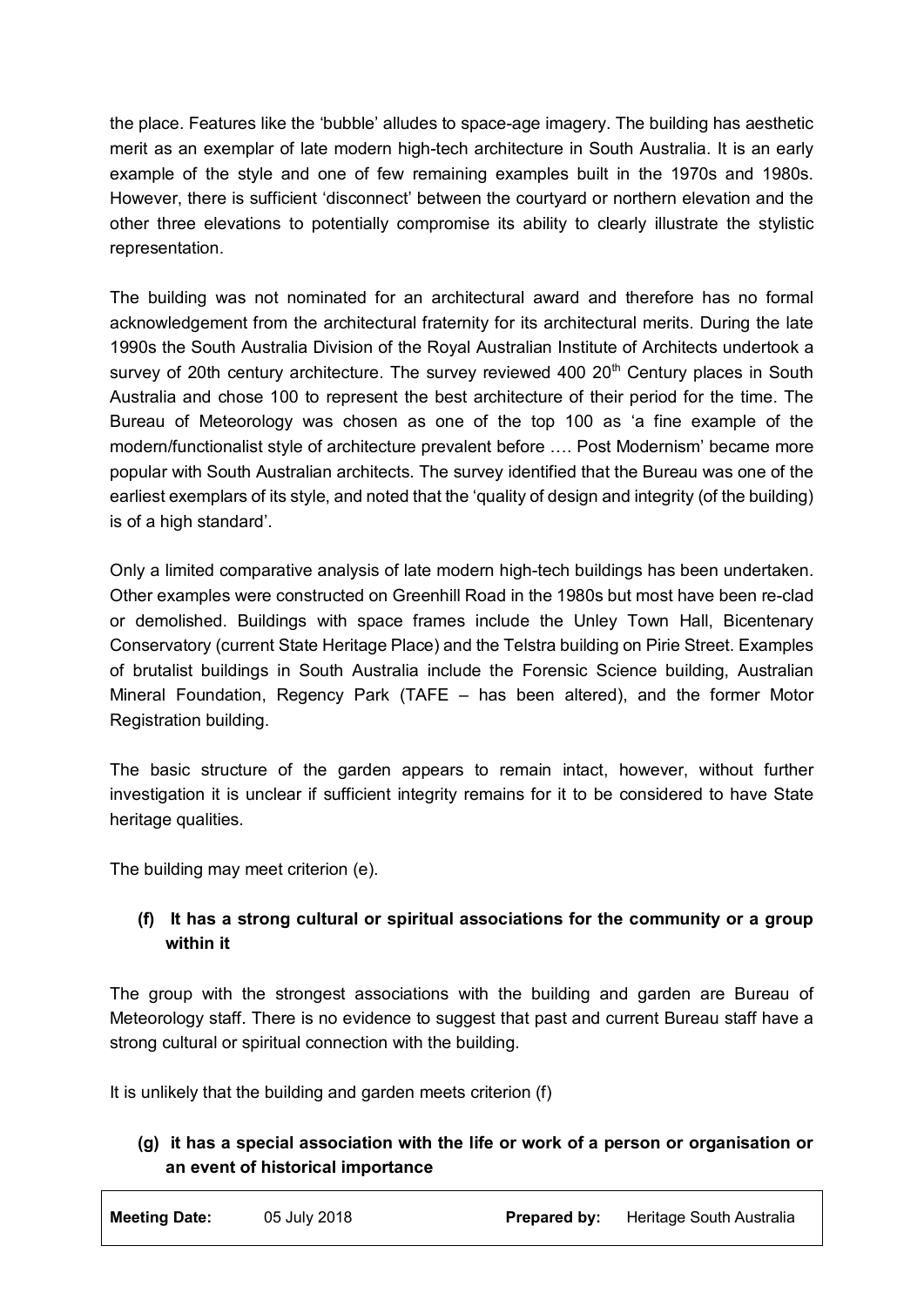the place. Features like the 'bubble' alludes to space-age imagery. The building has aesthetic merit as an exemplar of late modern high-tech architecture in South Australia. It is an early example of the style and one of few remaining examples built in the 1970s and 1980s. However, there is sufficient 'disconnect' between the courtyard or northern elevation and the other three elevations to potentially compromise its ability to clearly illustrate the stylistic representation.

The building was not nominated for an architectural award and therefore has no formal acknowledgement from the architectural fraternity for its architectural merits. During the late 1990s the South Australia Division of the Royal Australian Institute of Architects undertook a survey of 20th century architecture. The survey reviewed 400 20th Century places in South Australia and chose 100 to represent the best architecture of their period for the time. The Bureau of Meteorology was chosen as one of the top 100 as 'a fine example of the modern/functionalist style of architecture prevalent before …. Post Modernism' became more popular with South Australian architects. The survey identified that the Bureau was one of the earliest exemplars of its style, and noted that the 'quality of design and integrity (of the building) is of a high standard'.

Only a limited comparative analysis of late modern high-tech buildings has been undertaken. Other examples were constructed on Greenhill Road in the 1980s but most have been re-clad or demolished. Buildings with space frames include the Unley Town Hall, Bicentenary Conservatory (current State Heritage Place) and the Telstra building on Pirie Street. Examples of brutalist buildings in South Australia include the Forensic Science building, Australian Mineral Foundation, Regency Park (TAFE – has been altered), and the former Motor Registration building.

The basic structure of the garden appears to remain intact, however, without further investigation it is unclear if sufficient integrity remains for it to be considered to have State heritage qualities.

The building may meet criterion (e).

**(f) It has a strong cultural or spiritual associations for the community or a group within it**

The group with the strongest associations with the building and garden are Bureau of Meteorology staff. There is no evidence to suggest that past and current Bureau staff have a strong cultural or spiritual connection with the building.

It is unlikely that the building and garden meets criterion (f)

**(g) it has a special association with the life or work of a person or organisation or an event of historical importance**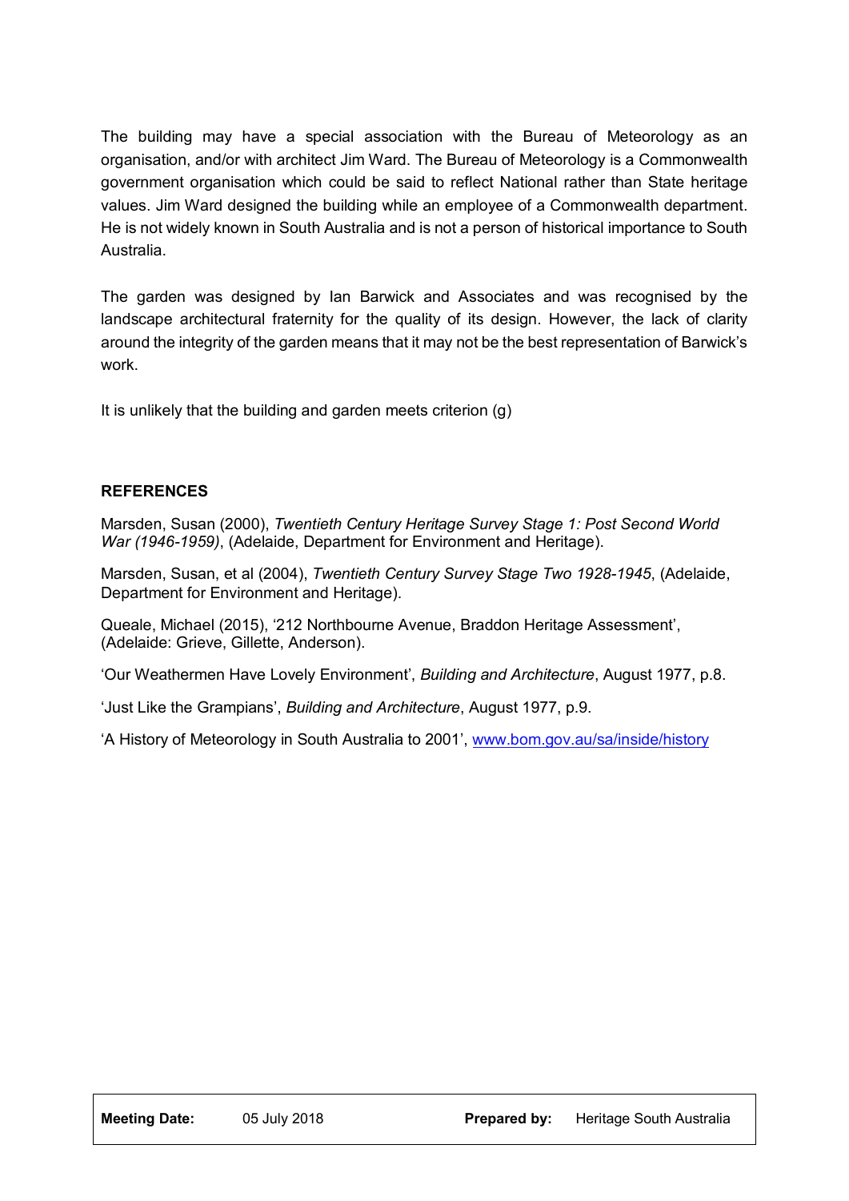The building may have a special association with the Bureau of Meteorology as an organisation, and/or with architect Jim Ward. The Bureau of Meteorology is a Commonwealth government organisation which could be said to reflect National rather than State heritage values. Jim Ward designed the building while an employee of a Commonwealth department. He is not widely known in South Australia and is not a person of historical importance to South Australia.

The garden was designed by Ian Barwick and Associates and was recognised by the landscape architectural fraternity for the quality of its design. However, the lack of clarity around the integrity of the garden means that it may not be the best representation of Barwick's work.

It is unlikely that the building and garden meets criterion (g)

**REFERENCES**

Marsden, Susan (2000), *Twentieth Century Heritage Survey Stage 1: Post Second World War (1946-1959)*, (Adelaide, Department for Environment and Heritage).

Marsden, Susan, et al (2004), *Twentieth Century Survey Stage Two 1928-1945*, (Adelaide, Department for Environment and Heritage).

Queale, Michael (2015), '212 Northbourne Avenue, Braddon Heritage Assessment', (Adelaide: Grieve, Gillette, Anderson).

'Our Weathermen Have Lovely Environment', *Building and Architecture*, August 1977, p.8.

'Just Like the Grampians', *Building and Architecture*, August 1977, p.9.

'A History of Meteorology in South Australia to 2001', www.bom.gov.au/sa/inside/history

| | | | |
|---|---|---|---|
| **Meeting Date:** | 05 July 2018 | **Prepared by:** | Heritage South Australia |